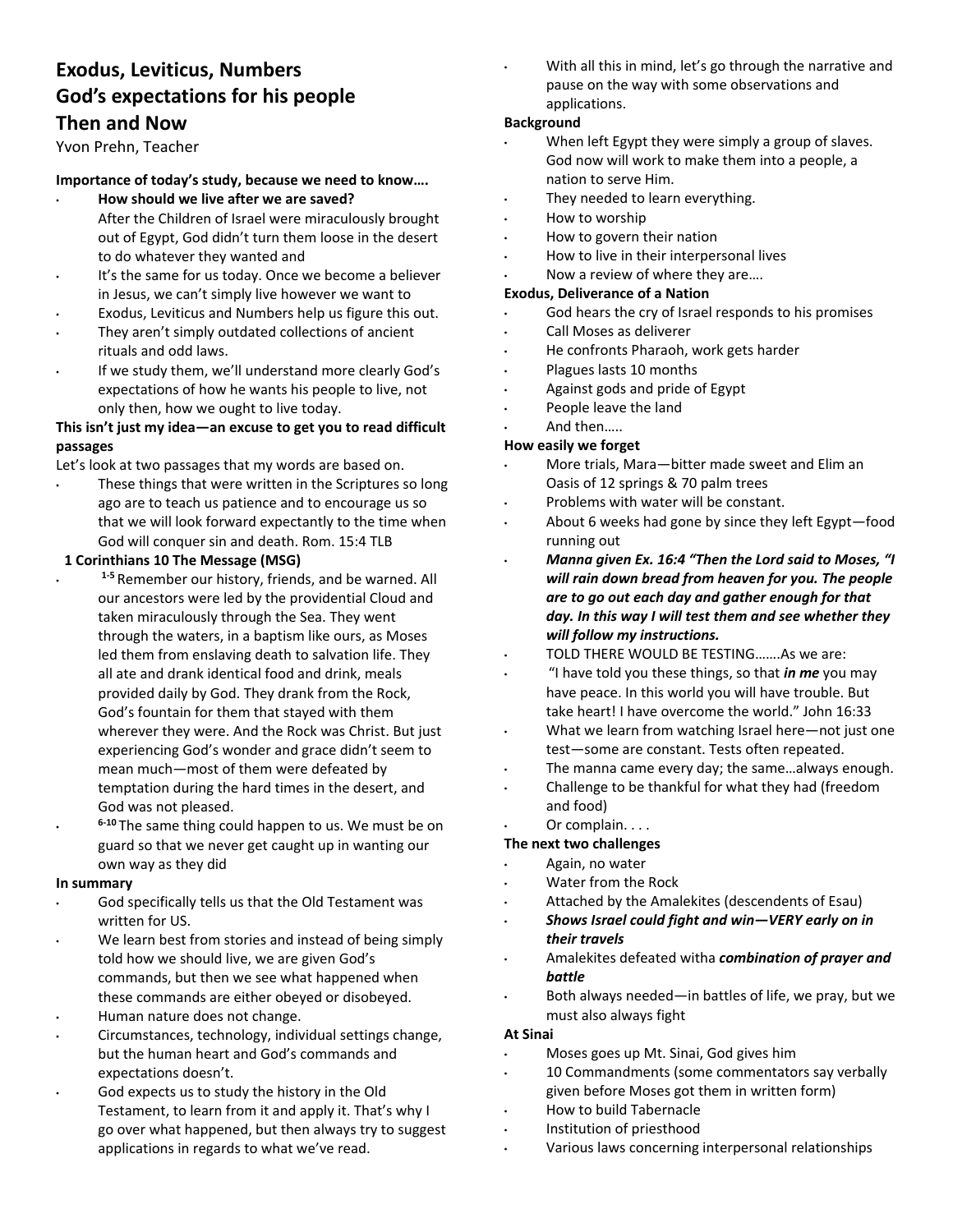## Exodus, Leviticus, Numbers
## God's expectations for his people
## Then and Now

Yvon Prehn, Teacher

**Importance of today's study, because we need to know….**

- **How should we live after we are saved?**
  After the Children of Israel were miraculously brought out of Egypt, God didn't turn them loose in the desert to do whatever they wanted and
- It's the same for us today. Once we become a believer in Jesus, we can't simply live however we want to
- Exodus, Leviticus and Numbers help us figure this out.
- They aren't simply outdated collections of ancient rituals and odd laws.
- If we study them, we'll understand more clearly God's expectations of how he wants his people to live, not only then, how we ought to live today.

**This isn't just my idea—an excuse to get you to read difficult passages**

Let's look at two passages that my words are based on.

- These things that were written in the Scriptures so long ago are to teach us patience and to encourage us so that we will look forward expectantly to the time when God will conquer sin and death. Rom. 15:4 TLB

**1 Corinthians 10 The Message (MSG)**

- [1-5] Remember our history, friends, and be warned. All our ancestors were led by the providential Cloud and taken miraculously through the Sea. They went through the waters, in a baptism like ours, as Moses led them from enslaving death to salvation life. They all ate and drank identical food and drink, meals provided daily by God. They drank from the Rock, God's fountain for them that stayed with them wherever they were. And the Rock was Christ. But just experiencing God's wonder and grace didn't seem to mean much—most of them were defeated by temptation during the hard times in the desert, and God was not pleased.
- [6-10] The same thing could happen to us. We must be on guard so that we never get caught up in wanting our own way as they did

**In summary**

- God specifically tells us that the Old Testament was written for US.
- We learn best from stories and instead of being simply told how we should live, we are given God's commands, but then we see what happened when these commands are either obeyed or disobeyed.
- Human nature does not change.
- Circumstances, technology, individual settings change, but the human heart and God's commands and expectations doesn't.
- God expects us to study the history in the Old Testament, to learn from it and apply it. That's why I go over what happened, but then always try to suggest applications in regards to what we've read.
- With all this in mind, let's go through the narrative and pause on the way with some observations and applications.

**Background**

- When left Egypt they were simply a group of slaves. God now will work to make them into a people, a nation to serve Him.
- They needed to learn everything.
- How to worship
- How to govern their nation
- How to live in their interpersonal lives
- Now a review of where they are….

**Exodus, Deliverance of a Nation**

- God hears the cry of Israel responds to his promises
- Call Moses as deliverer
- He confronts Pharaoh, work gets harder
- Plagues lasts 10 months
- Against gods and pride of Egypt
- People leave the land
- And then…..

**How easily we forget**

- More trials, Mara—bitter made sweet and Elim an Oasis of 12 springs & 70 palm trees
- Problems with water will be constant.
- About 6 weeks had gone by since they left Egypt—food running out
- ***Manna given Ex. 16:4 "Then the Lord said to Moses, "I will rain down bread from heaven for you. The people are to go out each day and gather enough for that day. In this way I will test them and see whether they will follow my instructions.***
- TOLD THERE WOULD BE TESTING…….As we are:
- "I have told you these things, so that ***in me*** you may have peace. In this world you will have trouble. But take heart! I have overcome the world." John 16:33
- What we learn from watching Israel here—not just one test—some are constant. Tests often repeated.
- The manna came every day; the same…always enough.
- Challenge to be thankful for what they had (freedom and food)
- Or complain. . . .

**The next two challenges**

- Again, no water
- Water from the Rock
- Attached by the Amalekites (descendents of Esau)
- ***Shows Israel could fight and win—VERY early on in their travels***
- Amalekites defeated witha ***combination of prayer and battle***
- Both always needed—in battles of life, we pray, but we must also always fight

**At Sinai**

- Moses goes up Mt. Sinai, God gives him
- 10 Commandments (some commentators say verbally given before Moses got them in written form)
- How to build Tabernacle
- Institution of priesthood
- Various laws concerning interpersonal relationships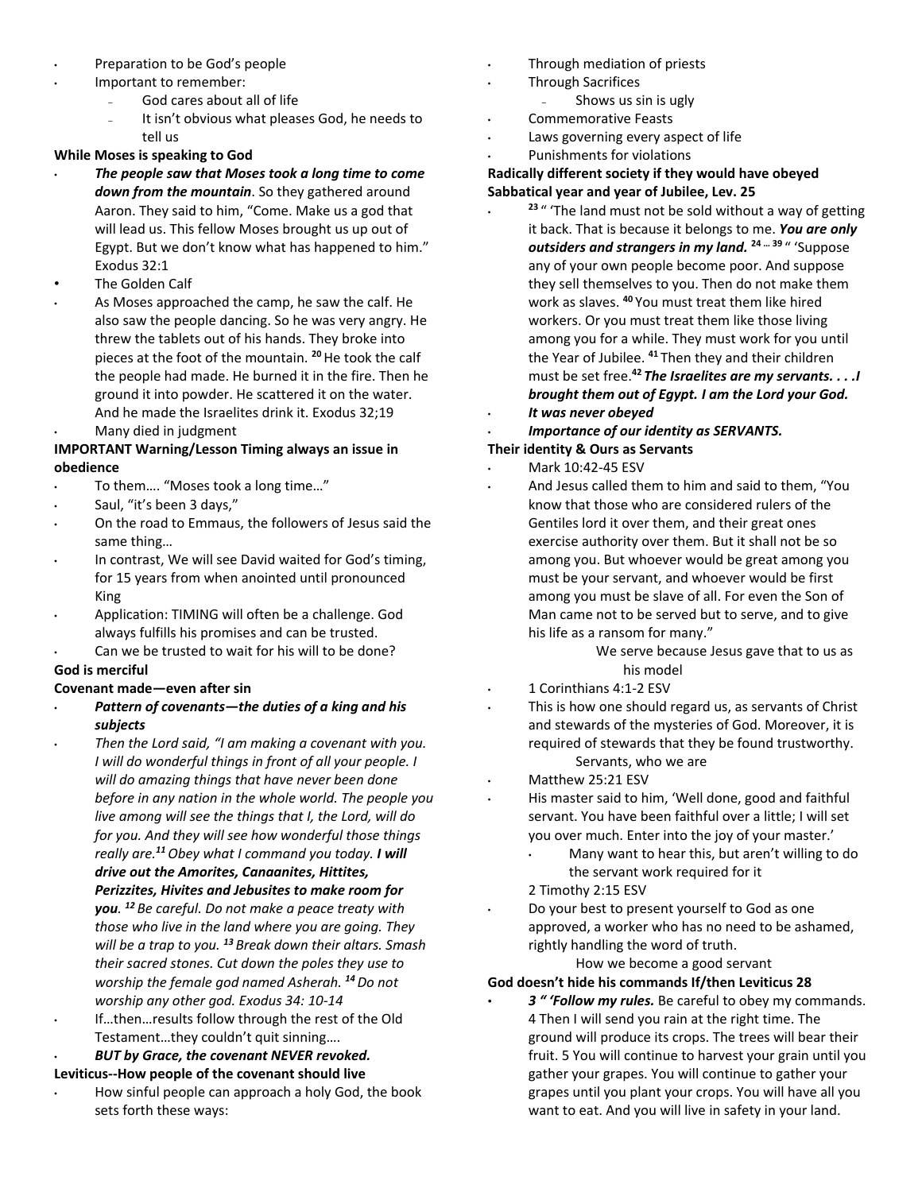- Preparation to be God's people
- Important to remember:
  - God cares about all of life
  - It isn't obvious what pleases God, he needs to tell us

**While Moses is speaking to God**

- ***The people saw that Moses took a long time to come down from the mountain***. So they gathered around Aaron. They said to him, "Come. Make us a god that will lead us. This fellow Moses brought us up out of Egypt. But we don't know what has happened to him." Exodus 32:1
- The Golden Calf
- As Moses approached the camp, he saw the calf. He also saw the people dancing. So he was very angry. He threw the tablets out of his hands. They broke into pieces at the foot of the mountain. [20] He took the calf the people had made. He burned it in the fire. Then he ground it into powder. He scattered it on the water. And he made the Israelites drink it. Exodus 32;19
- Many died in judgment

**IMPORTANT Warning/Lesson Timing always an issue in obedience**

- To them…. "Moses took a long time…"
- Saul, "it's been 3 days,"
- On the road to Emmaus, the followers of Jesus said the same thing…
- In contrast, We will see David waited for God's timing, for 15 years from when anointed until pronounced King
- Application: TIMING will often be a challenge. God always fulfills his promises and can be trusted.
- Can we be trusted to wait for his will to be done?

**God is merciful**

**Covenant made—even after sin**

- ***Pattern of covenants—the duties of a king and his subjects***
- *Then the Lord said, "I am making a covenant with you. I will do wonderful things in front of all your people. I will do amazing things that have never been done before in any nation in the whole world. The people you live among will see the things that I, the Lord, will do for you. And they will see how wonderful those things really are.[11] Obey what I command you today.* ***I will drive out the Amorites, Canaanites, Hittites, Perizzites, Hivites and Jebusites to make room for you****. [12] Be careful. Do not make a peace treaty with those who live in the land where you are going. They will be a trap to you. [13] Break down their altars. Smash their sacred stones. Cut down the poles they use to worship the female god named Asherah. [14] Do not worship any other god. Exodus 34: 10-14*
- If…then…results follow through the rest of the Old Testament…they couldn't quit sinning….
- ***BUT by Grace, the covenant NEVER revoked.***

**Leviticus--How people of the covenant should live**

- How sinful people can approach a holy God, the book sets forth these ways:
- Through mediation of priests
- Through Sacrifices
  - Shows us sin is ugly
- Commemorative Feasts
- Laws governing every aspect of life
- Punishments for violations

**Radically different society if they would have obeyed**
**Sabbatical year and year of Jubilee, Lev. 25**

- [23] " 'The land must not be sold without a way of getting it back. That is because it belongs to me. ***You are only outsiders and strangers in my land.*** [24 … 39] " 'Suppose any of your own people become poor. And suppose they sell themselves to you. Then do not make them work as slaves. [40] You must treat them like hired workers. Or you must treat them like those living among you for a while. They must work for you until the Year of Jubilee. [41] Then they and their children must be set free.[42] ***The Israelites are my servants. . . .I brought them out of Egypt. I am the Lord your God.***
- ***It was never obeyed***
- ***Importance of our identity as SERVANTS.***

**Their identity & Ours as Servants**

- Mark 10:42-45 ESV
- And Jesus called them to him and said to them, "You know that those who are considered rulers of the Gentiles lord it over them, and their great ones exercise authority over them. But it shall not be so among you. But whoever would be great among you must be your servant, and whoever would be first among you must be slave of all. For even the Son of Man came not to be served but to serve, and to give his life as a ransom for many."

  We serve because Jesus gave that to us as his model
- 1 Corinthians 4:1-2 ESV
- This is how one should regard us, as servants of Christ and stewards of the mysteries of God. Moreover, it is required of stewards that they be found trustworthy.

  Servants, who we are
- Matthew 25:21 ESV
- His master said to him, 'Well done, good and faithful servant. You have been faithful over a little; I will set you over much. Enter into the joy of your master.'
  - Many want to hear this, but aren't willing to do the servant work required for it

  2 Timothy 2:15 ESV
- Do your best to present yourself to God as one approved, a worker who has no need to be ashamed, rightly handling the word of truth.

  How we become a good servant

**God doesn't hide his commands If/then Leviticus 28**

- ***3 " 'Follow my rules.*** Be careful to obey my commands. 4 Then I will send you rain at the right time. The ground will produce its crops. The trees will bear their fruit. 5 You will continue to harvest your grain until you gather your grapes. You will continue to gather your grapes until you plant your crops. You will have all you want to eat. And you will live in safety in your land.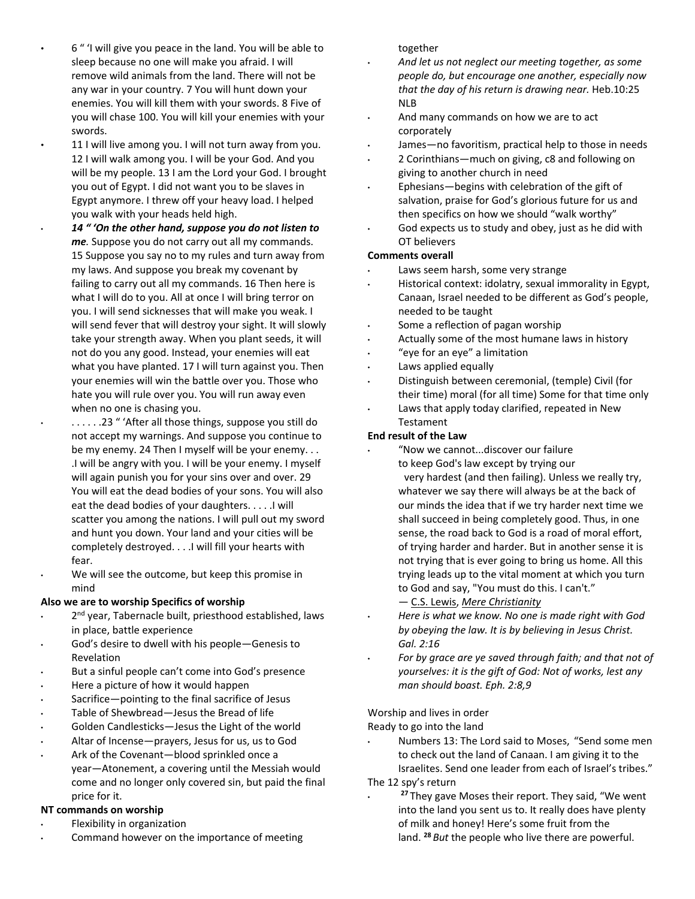- 6 " 'I will give you peace in the land. You will be able to sleep because no one will make you afraid. I will remove wild animals from the land. There will not be any war in your country. 7 You will hunt down your enemies. You will kill them with your swords. 8 Five of you will chase 100. You will kill your enemies with your swords.
- 11 I will live among you. I will not turn away from you. 12 I will walk among you. I will be your God. And you will be my people. 13 I am the Lord your God. I brought you out of Egypt. I did not want you to be slaves in Egypt anymore. I threw off your heavy load. I helped you walk with your heads held high.
- ***14 " 'On the other hand, suppose you do not listen to me.*** Suppose you do not carry out all my commands. 15 Suppose you say no to my rules and turn away from my laws. And suppose you break my covenant by failing to carry out all my commands. 16 Then here is what I will do to you. All at once I will bring terror on you. I will send sicknesses that will make you weak. I will send fever that will destroy your sight. It will slowly take your strength away. When you plant seeds, it will not do you any good. Instead, your enemies will eat what you have planted. 17 I will turn against you. Then your enemies will win the battle over you. Those who hate you will rule over you. You will run away even when no one is chasing you.
- . . . . . .23 " 'After all those things, suppose you still do not accept my warnings. And suppose you continue to be my enemy. 24 Then I myself will be your enemy. . . .I will be angry with you. I will be your enemy. I myself will again punish you for your sins over and over. 29 You will eat the dead bodies of your sons. You will also eat the dead bodies of your daughters. . . . .I will scatter you among the nations. I will pull out my sword and hunt you down. Your land and your cities will be completely destroyed. . . .I will fill your hearts with fear.
- We will see the outcome, but keep this promise in mind

**Also we are to worship Specifics of worship**

- 2nd year, Tabernacle built, priesthood established, laws in place, battle experience
- God's desire to dwell with his people—Genesis to Revelation
- But a sinful people can't come into God's presence
- Here a picture of how it would happen
- Sacrifice—pointing to the final sacrifice of Jesus
- Table of Shewbread—Jesus the Bread of life
- Golden Candlesticks—Jesus the Light of the world
- Altar of Incense—prayers, Jesus for us, us to God
- Ark of the Covenant—blood sprinkled once a year—Atonement, a covering until the Messiah would come and no longer only covered sin, but paid the final price for it.

**NT commands on worship**

- Flexibility in organization
- Command however on the importance of meeting together
- *And let us not neglect our meeting together, as some people do, but encourage one another, especially now that the day of his return is drawing near.* Heb.10:25 NLB
- And many commands on how we are to act corporately
- James—no favoritism, practical help to those in needs
- 2 Corinthians—much on giving, c8 and following on giving to another church in need
- Ephesians—begins with celebration of the gift of salvation, praise for God's glorious future for us and then specifics on how we should "walk worthy"
- God expects us to study and obey, just as he did with OT believers

**Comments overall**

- Laws seem harsh, some very strange
- Historical context: idolatry, sexual immorality in Egypt, Canaan, Israel needed to be different as God's people, needed to be taught
- Some a reflection of pagan worship
- Actually some of the most humane laws in history
- "eye for an eye" a limitation
- Laws applied equally
- Distinguish between ceremonial, (temple) Civil (for their time) moral (for all time) Some for that time only
- Laws that apply today clarified, repeated in New Testament

**End result of the Law**

- "Now we cannot...discover our failure to keep God's law except by trying our very hardest (and then failing). Unless we really try, whatever we say there will always be at the back of our minds the idea that if we try harder next time we shall succeed in being completely good. Thus, in one sense, the road back to God is a road of moral effort, of trying harder and harder. But in another sense it is not trying that is ever going to bring us home. All this trying leads up to the vital moment at which you turn to God and say, "You must do this. I can't."
  — C.S. Lewis, *Mere Christianity*
- *Here is what we know. No one is made right with God by obeying the law. It is by believing in Jesus Christ. Gal. 2:16*
- *For by grace are ye saved through faith; and that not of yourselves: it is the gift of God: Not of works, lest any man should boast. Eph. 2:8,9*

Worship and lives in order

Ready to go into the land

- Numbers 13: The Lord said to Moses, "Send some men to check out the land of Canaan. I am giving it to the Israelites. Send one leader from each of Israel's tribes."

The 12 spy's return

- [27] They gave Moses their report. They said, "We went into the land you sent us to. It really does have plenty of milk and honey! Here's some fruit from the land. [28] *But* the people who live there are powerful.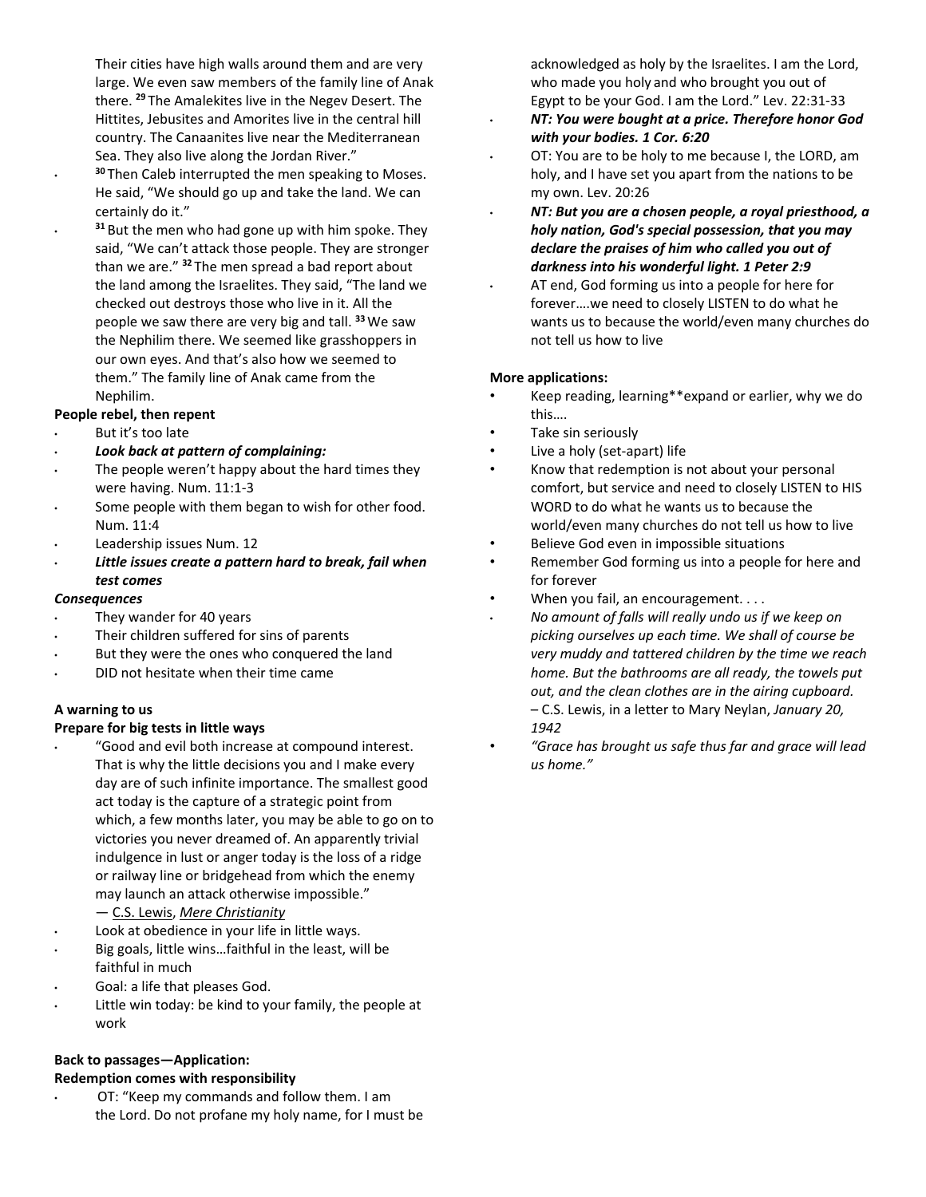Their cities have high walls around them and are very large. We even saw members of the family line of Anak there. [29] The Amalekites live in the Negev Desert. The Hittites, Jebusites and Amorites live in the central hill country. The Canaanites live near the Mediterranean Sea. They also live along the Jordan River."

- [30] Then Caleb interrupted the men speaking to Moses. He said, "We should go up and take the land. We can certainly do it."
- [31] But the men who had gone up with him spoke. They said, "We can't attack those people. They are stronger than we are." [32] The men spread a bad report about the land among the Israelites. They said, "The land we checked out destroys those who live in it. All the people we saw there are very big and tall. [33] We saw the Nephilim there. We seemed like grasshoppers in our own eyes. And that's also how we seemed to them." The family line of Anak came from the Nephilim.

**People rebel, then repent**

- But it's too late
- ***Look back at pattern of complaining:***
- The people weren't happy about the hard times they were having. Num. 11:1-3
- Some people with them began to wish for other food. Num. 11:4
- Leadership issues Num. 12
- ***Little issues create a pattern hard to break, fail when test comes***

***Consequences***

- They wander for 40 years
- Their children suffered for sins of parents
- But they were the ones who conquered the land
- DID not hesitate when their time came

**A warning to us**

**Prepare for big tests in little ways**

- "Good and evil both increase at compound interest. That is why the little decisions you and I make every day are of such infinite importance. The smallest good act today is the capture of a strategic point from which, a few months later, you may be able to go on to victories you never dreamed of. An apparently trivial indulgence in lust or anger today is the loss of a ridge or railway line or bridgehead from which the enemy may launch an attack otherwise impossible."
  — C.S. Lewis, *Mere Christianity*
- Look at obedience in your life in little ways.
- Big goals, little wins…faithful in the least, will be faithful in much
- Goal: a life that pleases God.
- Little win today: be kind to your family, the people at work

**Back to passages—Application:**

**Redemption comes with responsibility**

- OT: "Keep my commands and follow them. I am the Lord. Do not profane my holy name, for I must be acknowledged as holy by the Israelites. I am the Lord, who made you holy and who brought you out of Egypt to be your God. I am the Lord." Lev. 22:31-33
- ***NT: You were bought at a price. Therefore honor God with your bodies. 1 Cor. 6:20***
- OT: You are to be holy to me because I, the LORD, am holy, and I have set you apart from the nations to be my own. Lev. 20:26
- ***NT: But you are a chosen people, a royal priesthood, a holy nation, God's special possession, that you may declare the praises of him who called you out of darkness into his wonderful light. 1 Peter 2:9***
- AT end, God forming us into a people for here for forever….we need to closely LISTEN to do what he wants us to because the world/even many churches do not tell us how to live

**More applications:**

- Keep reading, learning**expand or earlier, why we do this….
- Take sin seriously
- Live a holy (set-apart) life
- Know that redemption is not about your personal comfort, but service and need to closely LISTEN to HIS WORD to do what he wants us to because the world/even many churches do not tell us how to live
- Believe God even in impossible situations
- Remember God forming us into a people for here and for forever
- When you fail, an encouragement. . . .
- *No amount of falls will really undo us if we keep on picking ourselves up each time. We shall of course be very muddy and tattered children by the time we reach home. But the bathrooms are all ready, the towels put out, and the clean clothes are in the airing cupboard.* – C.S. Lewis, in a letter to Mary Neylan, *January 20, 1942*
- *"Grace has brought us safe thus far and grace will lead us home."*